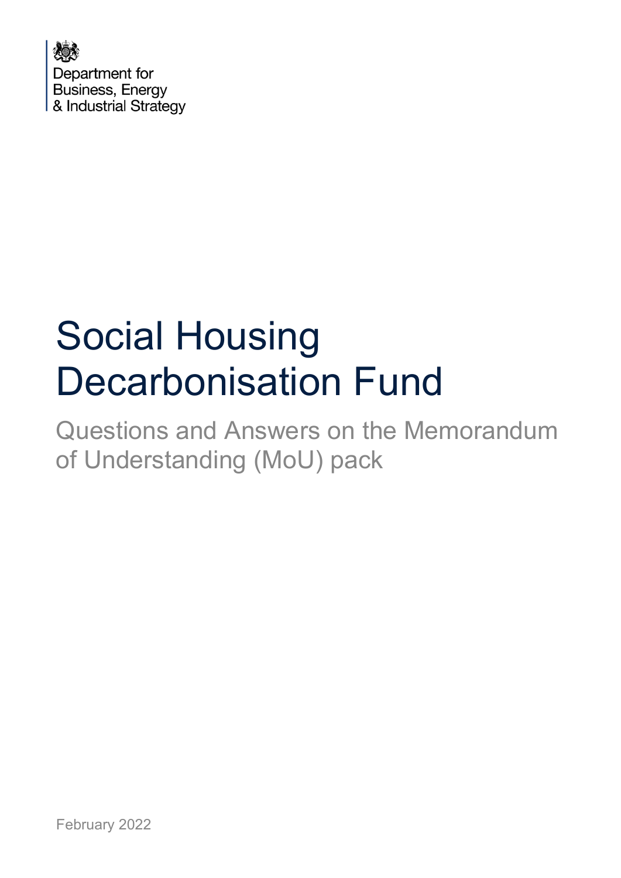Department for
Business, Energy
& Industrial Strategy

# Social Housing Decarbonisation Fund

## Questions and Answers on the Memorandum of Understanding (MoU) pack

February 2022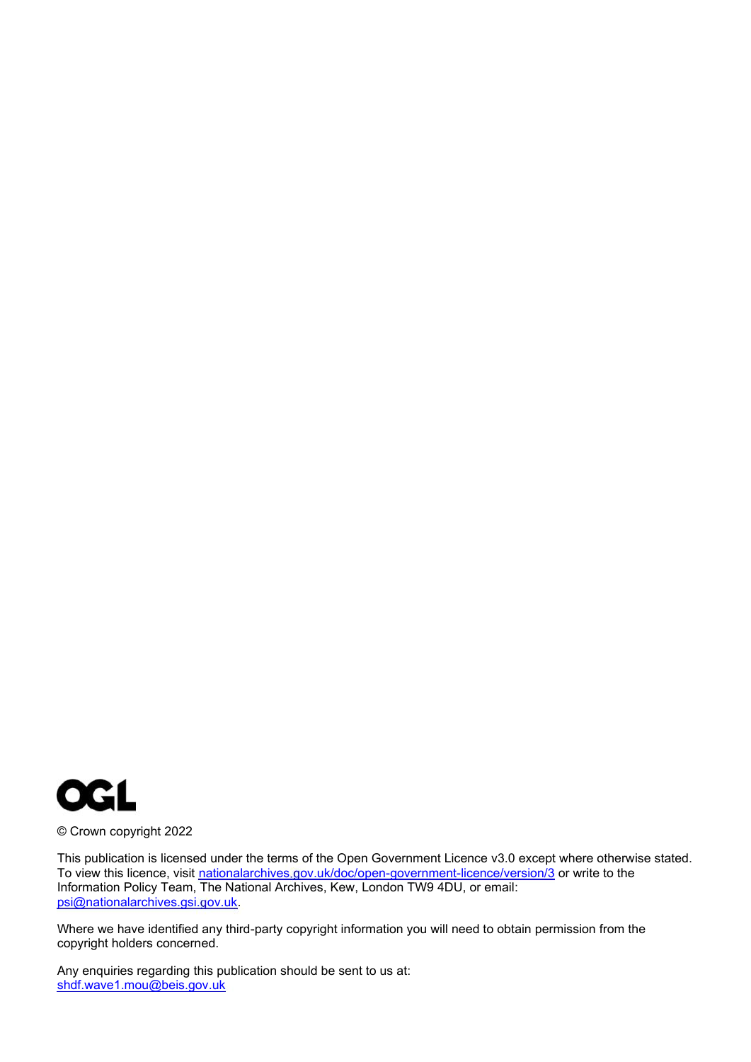© Crown copyright 2022

This publication is licensed under the terms of the Open Government Licence v3.0 except where otherwise stated. To view this licence, visit nationalarchives.gov.uk/doc/open-government-licence/version/3 or write to the Information Policy Team, The National Archives, Kew, London TW9 4DU, or email: psi@nationalarchives.gsi.gov.uk.

Where we have identified any third-party copyright information you will need to obtain permission from the copyright holders concerned.

Any enquiries regarding this publication should be sent to us at: shdf.wave1.mou@beis.gov.uk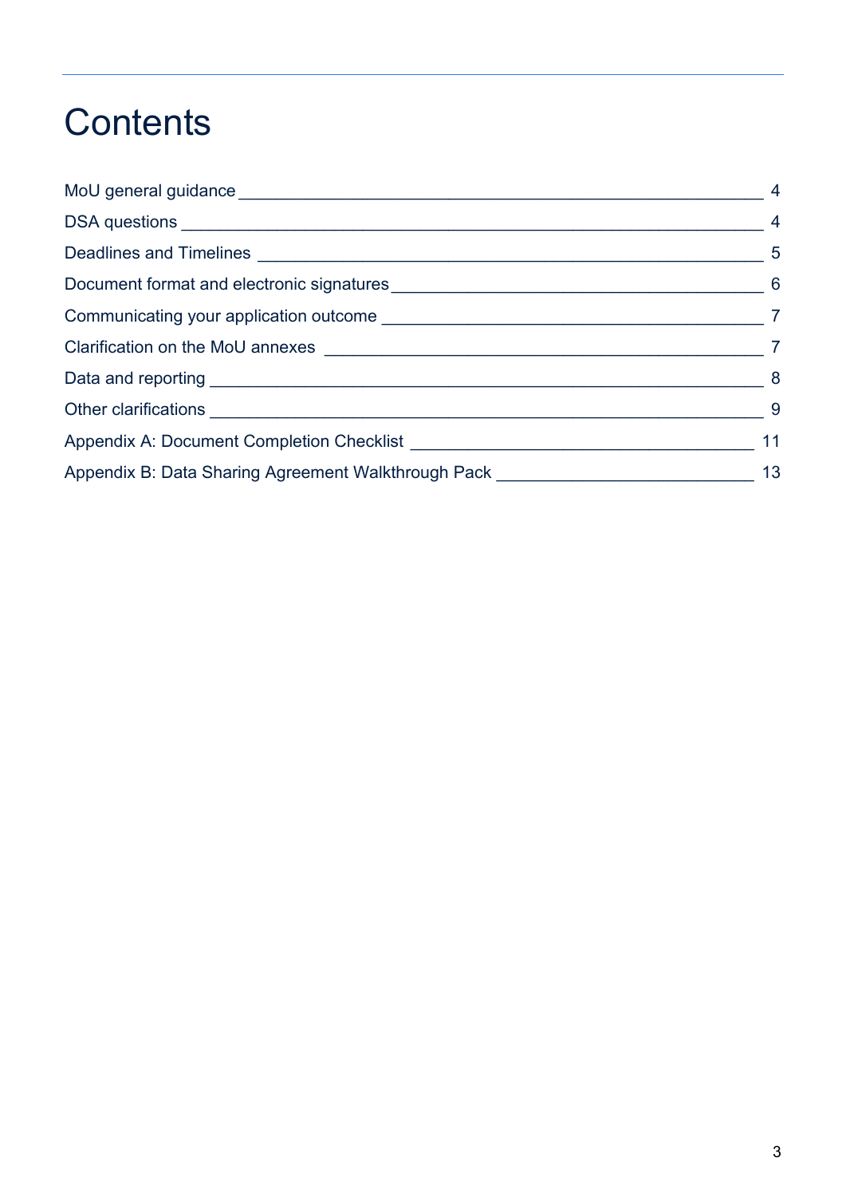# Contents

| | |
|---|---|
| MoU general guidance | 4 |
| DSA questions | 4 |
| Deadlines and Timelines | 5 |
| Document format and electronic signatures | 6 |
| Communicating your application outcome | 7 |
| Clarification on the MoU annexes | 7 |
| Data and reporting | 8 |
| Other clarifications | 9 |
| Appendix A: Document Completion Checklist | 11 |
| Appendix B: Data Sharing Agreement Walkthrough Pack | 13 |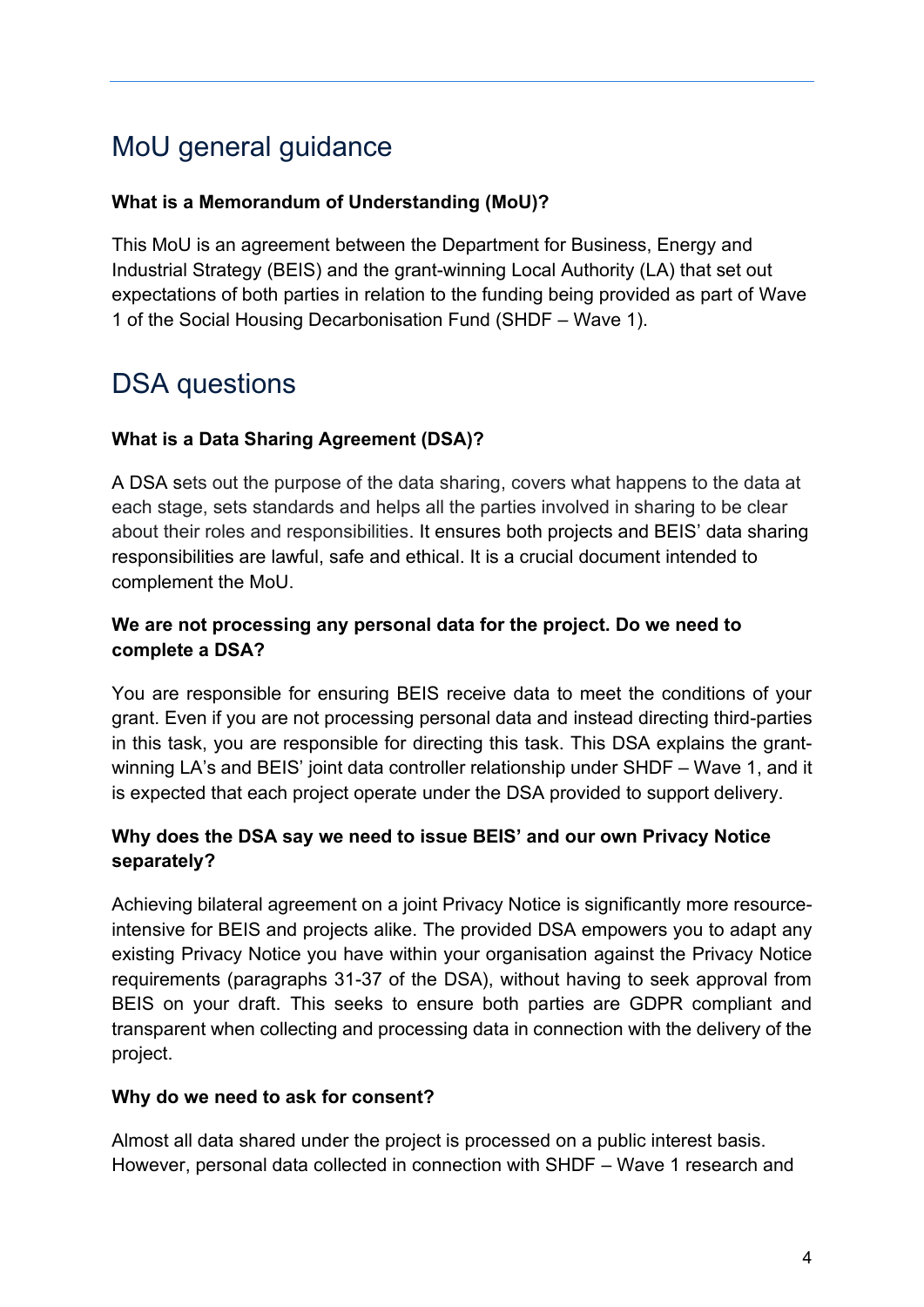## MoU general guidance

**What is a Memorandum of Understanding (MoU)?**

This MoU is an agreement between the Department for Business, Energy and Industrial Strategy (BEIS) and the grant-winning Local Authority (LA) that set out expectations of both parties in relation to the funding being provided as part of Wave 1 of the Social Housing Decarbonisation Fund (SHDF – Wave 1).

## DSA questions

**What is a Data Sharing Agreement (DSA)?**

A DSA sets out the purpose of the data sharing, covers what happens to the data at each stage, sets standards and helps all the parties involved in sharing to be clear about their roles and responsibilities. It ensures both projects and BEIS' data sharing responsibilities are lawful, safe and ethical. It is a crucial document intended to complement the MoU.

**We are not processing any personal data for the project. Do we need to complete a DSA?**

You are responsible for ensuring BEIS receive data to meet the conditions of your grant. Even if you are not processing personal data and instead directing third-parties in this task, you are responsible for directing this task. This DSA explains the grant-winning LA's and BEIS' joint data controller relationship under SHDF – Wave 1, and it is expected that each project operate under the DSA provided to support delivery.

**Why does the DSA say we need to issue BEIS' and our own Privacy Notice separately?**

Achieving bilateral agreement on a joint Privacy Notice is significantly more resource-intensive for BEIS and projects alike. The provided DSA empowers you to adapt any existing Privacy Notice you have within your organisation against the Privacy Notice requirements (paragraphs 31-37 of the DSA), without having to seek approval from BEIS on your draft. This seeks to ensure both parties are GDPR compliant and transparent when collecting and processing data in connection with the delivery of the project.

**Why do we need to ask for consent?**

Almost all data shared under the project is processed on a public interest basis. However, personal data collected in connection with SHDF – Wave 1 research and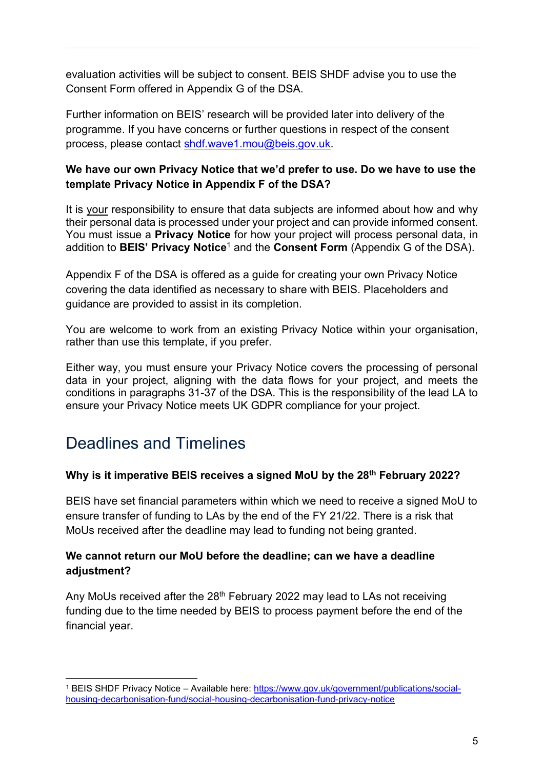evaluation activities will be subject to consent. BEIS SHDF advise you to use the Consent Form offered in Appendix G of the DSA.

Further information on BEIS' research will be provided later into delivery of the programme. If you have concerns or further questions in respect of the consent process, please contact [shdf.wave1.mou@beis.gov.uk](mailto:shdf.wave1.mou@beis.gov.uk).

**We have our own Privacy Notice that we'd prefer to use. Do we have to use the template Privacy Notice in Appendix F of the DSA?**

It is your responsibility to ensure that data subjects are informed about how and why their personal data is processed under your project and can provide informed consent. You must issue a **Privacy Notice** for how your project will process personal data, in addition to **BEIS' Privacy Notice**[1] and the **Consent Form** (Appendix G of the DSA).

Appendix F of the DSA is offered as a guide for creating your own Privacy Notice covering the data identified as necessary to share with BEIS. Placeholders and guidance are provided to assist in its completion.

You are welcome to work from an existing Privacy Notice within your organisation, rather than use this template, if you prefer.

Either way, you must ensure your Privacy Notice covers the processing of personal data in your project, aligning with the data flows for your project, and meets the conditions in paragraphs 31-37 of the DSA. This is the responsibility of the lead LA to ensure your Privacy Notice meets UK GDPR compliance for your project.

## Deadlines and Timelines

**Why is it imperative BEIS receives a signed MoU by the 28th February 2022?**

BEIS have set financial parameters within which we need to receive a signed MoU to ensure transfer of funding to LAs by the end of the FY 21/22. There is a risk that MoUs received after the deadline may lead to funding not being granted.

**We cannot return our MoU before the deadline; can we have a deadline adjustment?**

Any MoUs received after the 28th February 2022 may lead to LAs not receiving funding due to the time needed by BEIS to process payment before the end of the financial year.

[1] BEIS SHDF Privacy Notice – Available here: [https://www.gov.uk/government/publications/social-housing-decarbonisation-fund/social-housing-decarbonisation-fund-privacy-notice](https://www.gov.uk/government/publications/social-housing-decarbonisation-fund/social-housing-decarbonisation-fund-privacy-notice)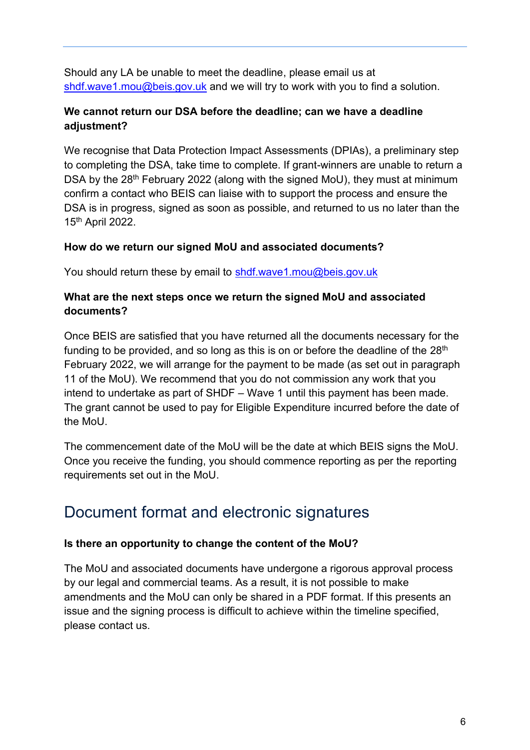Should any LA be unable to meet the deadline, please email us at [shdf.wave1.mou@beis.gov.uk](mailto:shdf.wave1.mou@beis.gov.uk) and we will try to work with you to find a solution.

**We cannot return our DSA before the deadline; can we have a deadline adjustment?**

We recognise that Data Protection Impact Assessments (DPIAs), a preliminary step to completing the DSA, take time to complete. If grant-winners are unable to return a DSA by the 28th February 2022 (along with the signed MoU), they must at minimum confirm a contact who BEIS can liaise with to support the process and ensure the DSA is in progress, signed as soon as possible, and returned to us no later than the 15th April 2022.

**How do we return our signed MoU and associated documents?**

You should return these by email to [shdf.wave1.mou@beis.gov.uk](mailto:shdf.wave1.mou@beis.gov.uk)

**What are the next steps once we return the signed MoU and associated documents?**

Once BEIS are satisfied that you have returned all the documents necessary for the funding to be provided, and so long as this is on or before the deadline of the 28th February 2022, we will arrange for the payment to be made (as set out in paragraph 11 of the MoU). We recommend that you do not commission any work that you intend to undertake as part of SHDF – Wave 1 until this payment has been made. The grant cannot be used to pay for Eligible Expenditure incurred before the date of the MoU.

The commencement date of the MoU will be the date at which BEIS signs the MoU. Once you receive the funding, you should commence reporting as per the reporting requirements set out in the MoU.

## Document format and electronic signatures

**Is there an opportunity to change the content of the MoU?**

The MoU and associated documents have undergone a rigorous approval process by our legal and commercial teams. As a result, it is not possible to make amendments and the MoU can only be shared in a PDF format. If this presents an issue and the signing process is difficult to achieve within the timeline specified, please contact us.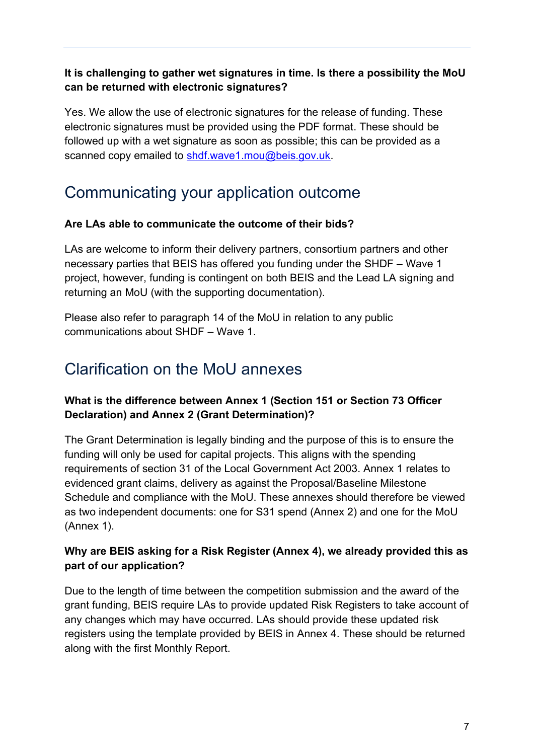**It is challenging to gather wet signatures in time. Is there a possibility the MoU can be returned with electronic signatures?**

Yes. We allow the use of electronic signatures for the release of funding. These electronic signatures must be provided using the PDF format. These should be followed up with a wet signature as soon as possible; this can be provided as a scanned copy emailed to shdf.wave1.mou@beis.gov.uk.

## Communicating your application outcome

**Are LAs able to communicate the outcome of their bids?**

LAs are welcome to inform their delivery partners, consortium partners and other necessary parties that BEIS has offered you funding under the SHDF – Wave 1 project, however, funding is contingent on both BEIS and the Lead LA signing and returning an MoU (with the supporting documentation).

Please also refer to paragraph 14 of the MoU in relation to any public communications about SHDF – Wave 1.

## Clarification on the MoU annexes

**What is the difference between Annex 1 (Section 151 or Section 73 Officer Declaration) and Annex 2 (Grant Determination)?**

The Grant Determination is legally binding and the purpose of this is to ensure the funding will only be used for capital projects. This aligns with the spending requirements of section 31 of the Local Government Act 2003. Annex 1 relates to evidenced grant claims, delivery as against the Proposal/Baseline Milestone Schedule and compliance with the MoU. These annexes should therefore be viewed as two independent documents: one for S31 spend (Annex 2) and one for the MoU (Annex 1).

**Why are BEIS asking for a Risk Register (Annex 4), we already provided this as part of our application?**

Due to the length of time between the competition submission and the award of the grant funding, BEIS require LAs to provide updated Risk Registers to take account of any changes which may have occurred. LAs should provide these updated risk registers using the template provided by BEIS in Annex 4. These should be returned along with the first Monthly Report.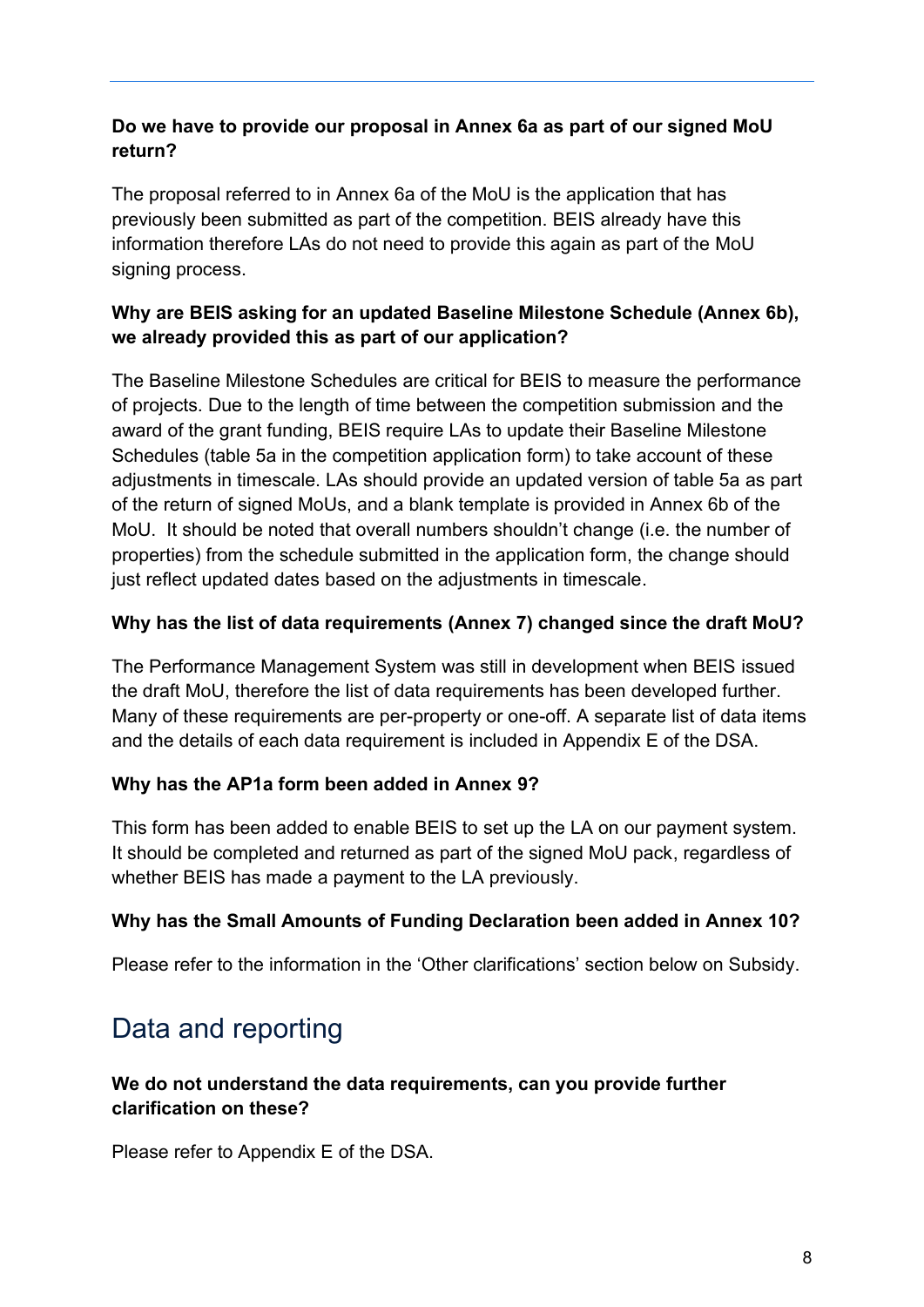**Do we have to provide our proposal in Annex 6a as part of our signed MoU return?**

The proposal referred to in Annex 6a of the MoU is the application that has previously been submitted as part of the competition. BEIS already have this information therefore LAs do not need to provide this again as part of the MoU signing process.

**Why are BEIS asking for an updated Baseline Milestone Schedule (Annex 6b), we already provided this as part of our application?**

The Baseline Milestone Schedules are critical for BEIS to measure the performance of projects. Due to the length of time between the competition submission and the award of the grant funding, BEIS require LAs to update their Baseline Milestone Schedules (table 5a in the competition application form) to take account of these adjustments in timescale. LAs should provide an updated version of table 5a as part of the return of signed MoUs, and a blank template is provided in Annex 6b of the MoU. It should be noted that overall numbers shouldn't change (i.e. the number of properties) from the schedule submitted in the application form, the change should just reflect updated dates based on the adjustments in timescale.

**Why has the list of data requirements (Annex 7) changed since the draft MoU?**

The Performance Management System was still in development when BEIS issued the draft MoU, therefore the list of data requirements has been developed further. Many of these requirements are per-property or one-off. A separate list of data items and the details of each data requirement is included in Appendix E of the DSA.

**Why has the AP1a form been added in Annex 9?**

This form has been added to enable BEIS to set up the LA on our payment system. It should be completed and returned as part of the signed MoU pack, regardless of whether BEIS has made a payment to the LA previously.

**Why has the Small Amounts of Funding Declaration been added in Annex 10?**

Please refer to the information in the 'Other clarifications' section below on Subsidy.

## Data and reporting

**We do not understand the data requirements, can you provide further clarification on these?**

Please refer to Appendix E of the DSA.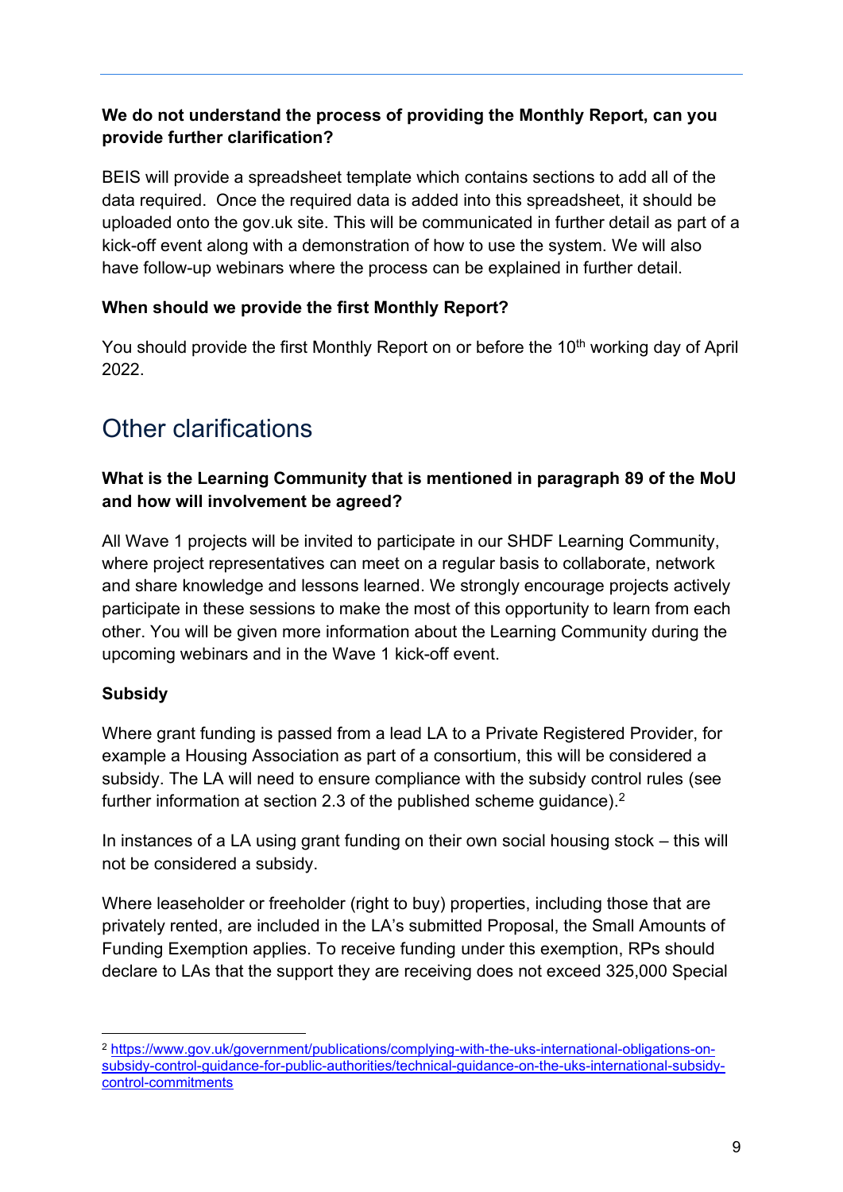**We do not understand the process of providing the Monthly Report, can you provide further clarification?**

BEIS will provide a spreadsheet template which contains sections to add all of the data required. Once the required data is added into this spreadsheet, it should be uploaded onto the gov.uk site. This will be communicated in further detail as part of a kick-off event along with a demonstration of how to use the system. We will also have follow-up webinars where the process can be explained in further detail.

**When should we provide the first Monthly Report?**

You should provide the first Monthly Report on or before the 10th working day of April 2022.

## Other clarifications

**What is the Learning Community that is mentioned in paragraph 89 of the MoU and how will involvement be agreed?**

All Wave 1 projects will be invited to participate in our SHDF Learning Community, where project representatives can meet on a regular basis to collaborate, network and share knowledge and lessons learned. We strongly encourage projects actively participate in these sessions to make the most of this opportunity to learn from each other. You will be given more information about the Learning Community during the upcoming webinars and in the Wave 1 kick-off event.

**Subsidy**

Where grant funding is passed from a lead LA to a Private Registered Provider, for example a Housing Association as part of a consortium, this will be considered a subsidy. The LA will need to ensure compliance with the subsidy control rules (see further information at section 2.3 of the published scheme guidance).[2]

In instances of a LA using grant funding on their own social housing stock – this will not be considered a subsidy.

Where leaseholder or freeholder (right to buy) properties, including those that are privately rented, are included in the LA's submitted Proposal, the Small Amounts of Funding Exemption applies. To receive funding under this exemption, RPs should declare to LAs that the support they are receiving does not exceed 325,000 Special

[2] https://www.gov.uk/government/publications/complying-with-the-uks-international-obligations-on-subsidy-control-guidance-for-public-authorities/technical-guidance-on-the-uks-international-subsidy-control-commitments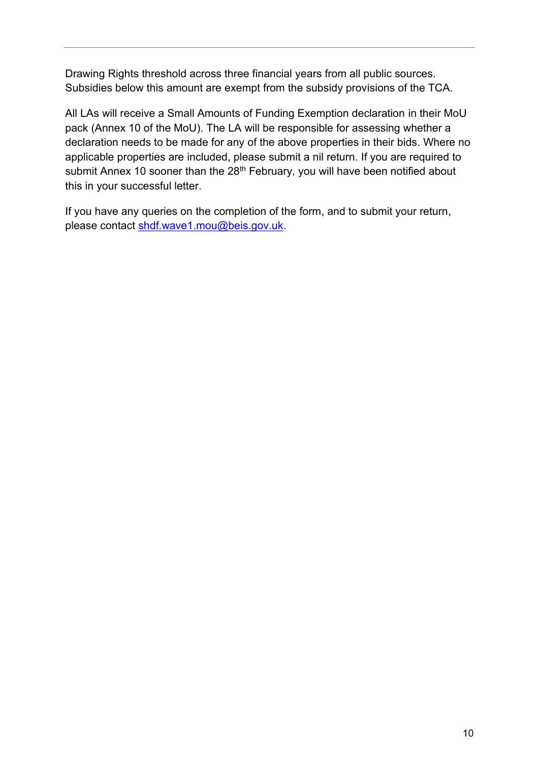Drawing Rights threshold across three financial years from all public sources. Subsidies below this amount are exempt from the subsidy provisions of the TCA.

All LAs will receive a Small Amounts of Funding Exemption declaration in their MoU pack (Annex 10 of the MoU). The LA will be responsible for assessing whether a declaration needs to be made for any of the above properties in their bids. Where no applicable properties are included, please submit a nil return. If you are required to submit Annex 10 sooner than the 28th February, you will have been notified about this in your successful letter.

If you have any queries on the completion of the form, and to submit your return, please contact shdf.wave1.mou@beis.gov.uk.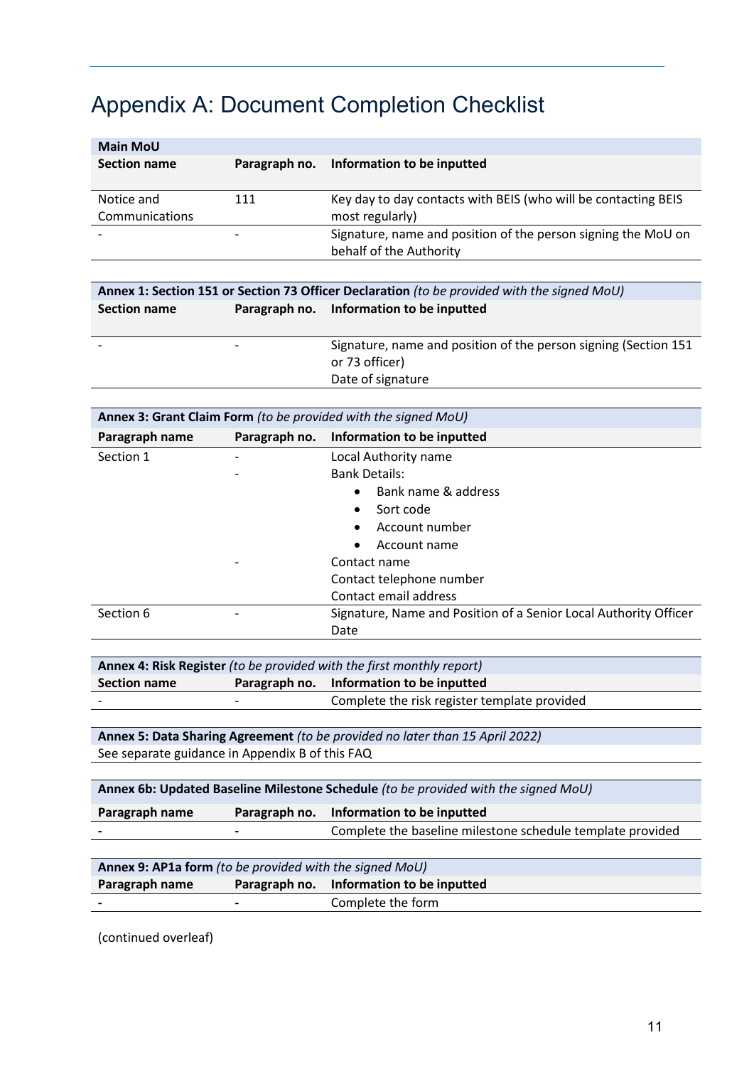# Appendix A: Document Completion Checklist

| Main MoU | | |
|---|---|---|
| **Section name** | **Paragraph no.** | **Information to be inputted** |
| Notice and Communications | 111 | Key day to day contacts with BEIS (who will be contacting BEIS most regularly) |
| - | - | Signature, name and position of the person signing the MoU on behalf of the Authority |

| **Annex 1: Section 151 or Section 73 Officer Declaration** *(to be provided with the signed MoU)* | | |
|---|---|---|
| **Section name** | **Paragraph no.** | **Information to be inputted** |
| - | - | Signature, name and position of the person signing (Section 151 or 73 officer)<br>Date of signature |

| **Annex 3: Grant Claim Form** *(to be provided with the signed MoU)* | | |
|---|---|---|
| **Paragraph name** | **Paragraph no.** | **Information to be inputted** |
| Section 1 | - | Local Authority name |
| | - | Bank Details:<br>• Bank name & address<br>• Sort code<br>• Account number<br>• Account name |
| | - | Contact name<br>Contact telephone number<br>Contact email address |
| Section 6 | - | Signature, Name and Position of a Senior Local Authority Officer<br>Date |

| **Annex 4: Risk Register** *(to be provided with the first monthly report)* | | |
|---|---|---|
| **Section name** | **Paragraph no.** | **Information to be inputted** |
| - | - | Complete the risk register template provided |

| **Annex 5: Data Sharing Agreement** *(to be provided no later than 15 April 2022)* |
|---|
| See separate guidance in Appendix B of this FAQ |

| **Annex 6b: Updated Baseline Milestone Schedule** *(to be provided with the signed MoU)* | | |
|---|---|---|
| **Paragraph name** | **Paragraph no.** | **Information to be inputted** |
| - | - | Complete the baseline milestone schedule template provided |

| **Annex 9: AP1a form** *(to be provided with the signed MoU)* | | |
|---|---|---|
| **Paragraph name** | **Paragraph no.** | **Information to be inputted** |
| - | - | Complete the form |

(continued overleaf)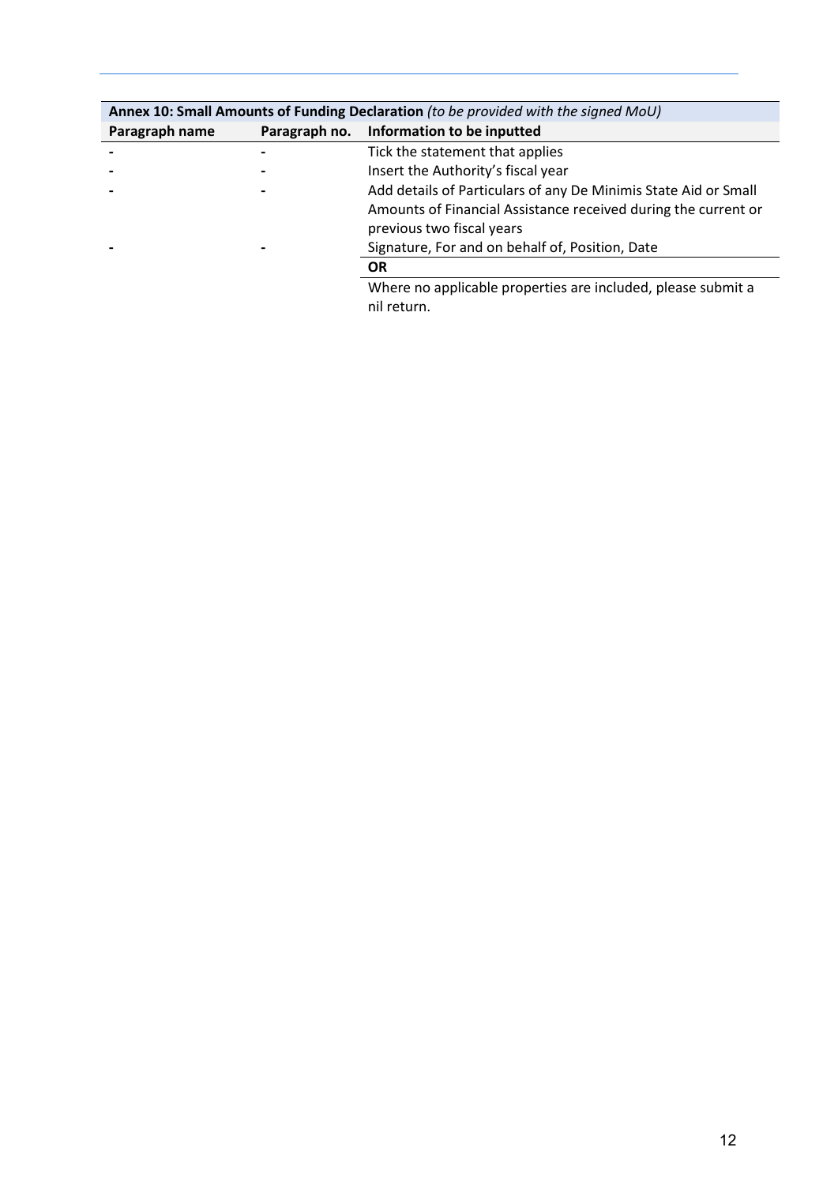| **Annex 10: Small Amounts of Funding Declaration** *(to be provided with the signed MoU)* | | |
|---|---|---|
| **Paragraph name** | **Paragraph no.** | **Information to be inputted** |
| - | - | Tick the statement that applies |
| - | - | Insert the Authority's fiscal year |
| - | - | Add details of Particulars of any De Minimis State Aid or Small Amounts of Financial Assistance received during the current or previous two fiscal years |
| - | - | Signature, For and on behalf of, Position, Date |
| | | **OR** |
| | | Where no applicable properties are included, please submit a nil return. |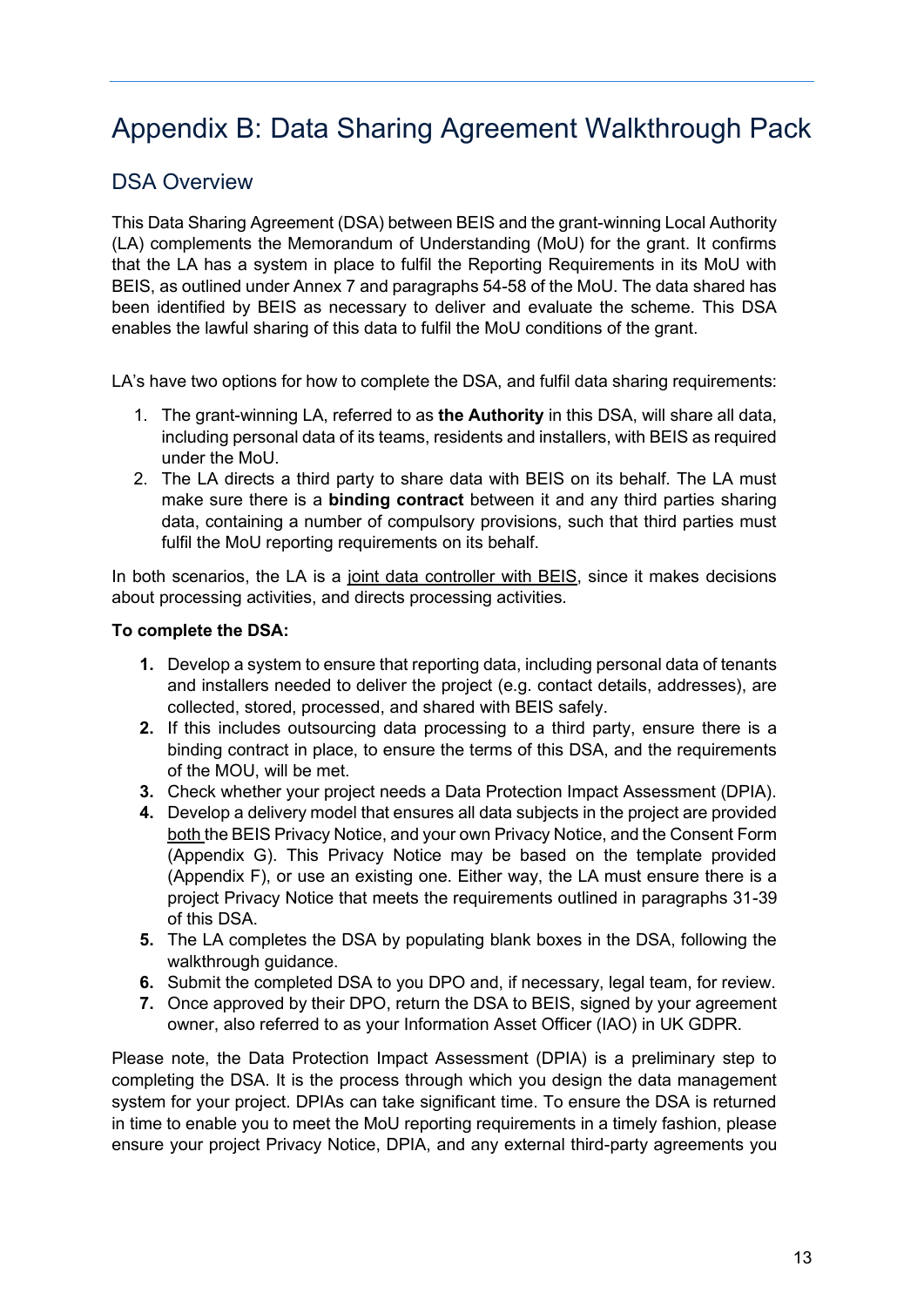# Appendix B: Data Sharing Agreement Walkthrough Pack

## DSA Overview

This Data Sharing Agreement (DSA) between BEIS and the grant-winning Local Authority (LA) complements the Memorandum of Understanding (MoU) for the grant. It confirms that the LA has a system in place to fulfil the Reporting Requirements in its MoU with BEIS, as outlined under Annex 7 and paragraphs 54-58 of the MoU. The data shared has been identified by BEIS as necessary to deliver and evaluate the scheme. This DSA enables the lawful sharing of this data to fulfil the MoU conditions of the grant.

LA's have two options for how to complete the DSA, and fulfil data sharing requirements:

1. The grant-winning LA, referred to as **the Authority** in this DSA, will share all data, including personal data of its teams, residents and installers, with BEIS as required under the MoU.
2. The LA directs a third party to share data with BEIS on its behalf. The LA must make sure there is a **binding contract** between it and any third parties sharing data, containing a number of compulsory provisions, such that third parties must fulfil the MoU reporting requirements on its behalf.

In both scenarios, the LA is a joint data controller with BEIS, since it makes decisions about processing activities, and directs processing activities.

**To complete the DSA:**

1. Develop a system to ensure that reporting data, including personal data of tenants and installers needed to deliver the project (e.g. contact details, addresses), are collected, stored, processed, and shared with BEIS safely.
2. If this includes outsourcing data processing to a third party, ensure there is a binding contract in place, to ensure the terms of this DSA, and the requirements of the MOU, will be met.
3. Check whether your project needs a Data Protection Impact Assessment (DPIA).
4. Develop a delivery model that ensures all data subjects in the project are provided both the BEIS Privacy Notice, and your own Privacy Notice, and the Consent Form (Appendix G). This Privacy Notice may be based on the template provided (Appendix F), or use an existing one. Either way, the LA must ensure there is a project Privacy Notice that meets the requirements outlined in paragraphs 31-39 of this DSA.
5. The LA completes the DSA by populating blank boxes in the DSA, following the walkthrough guidance.
6. Submit the completed DSA to you DPO and, if necessary, legal team, for review.
7. Once approved by their DPO, return the DSA to BEIS, signed by your agreement owner, also referred to as your Information Asset Officer (IAO) in UK GDPR.

Please note, the Data Protection Impact Assessment (DPIA) is a preliminary step to completing the DSA. It is the process through which you design the data management system for your project. DPIAs can take significant time. To ensure the DSA is returned in time to enable you to meet the MoU reporting requirements in a timely fashion, please ensure your project Privacy Notice, DPIA, and any external third-party agreements you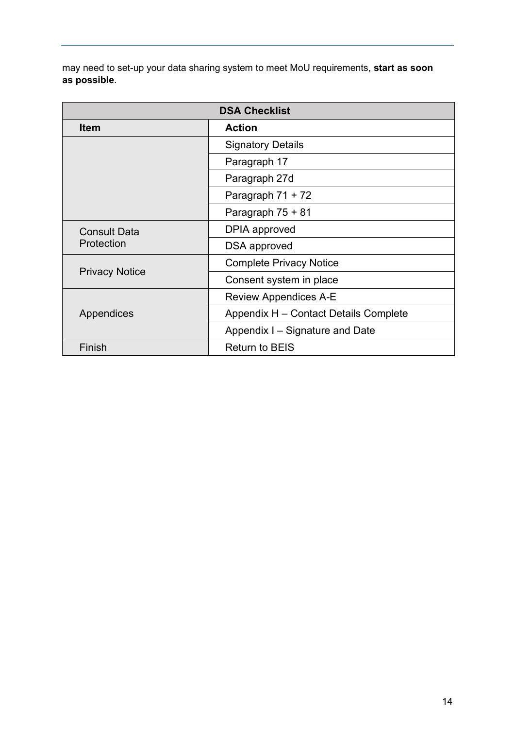may need to set-up your data sharing system to meet MoU requirements, **start as soon as possible**.

| DSA Checklist | |
|---|---|
| **Item** | **Action** |
| | Signatory Details |
| | Paragraph 17 |
| | Paragraph 27d |
| | Paragraph 71 + 72 |
| | Paragraph 75 + 81 |
| Consult Data Protection | DPIA approved |
| | DSA approved |
| Privacy Notice | Complete Privacy Notice |
| | Consent system in place |
| Appendices | Review Appendices A-E |
| | Appendix H – Contact Details Complete |
| | Appendix I – Signature and Date |
| Finish | Return to BEIS |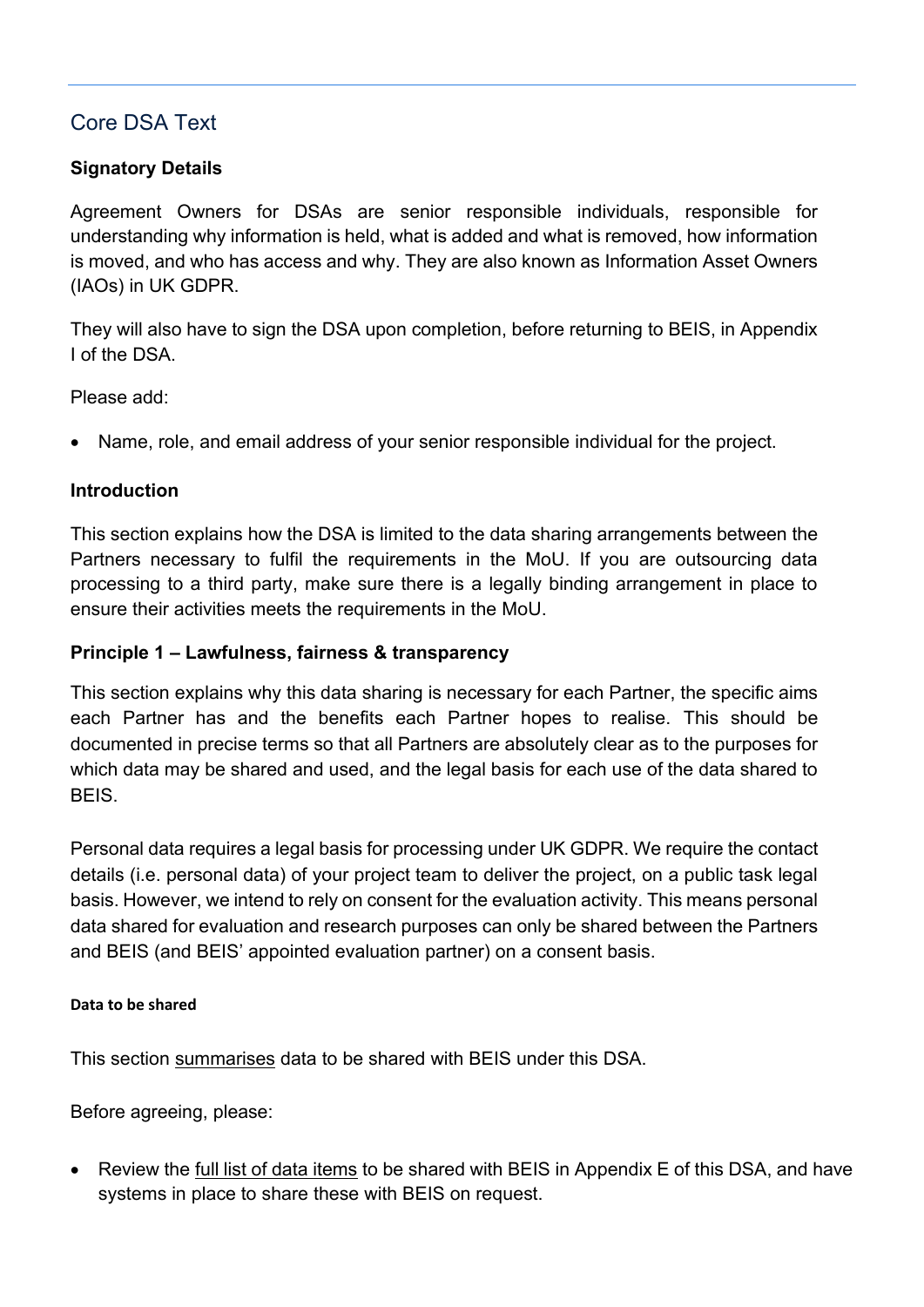## Core DSA Text

### Signatory Details

Agreement Owners for DSAs are senior responsible individuals, responsible for understanding why information is held, what is added and what is removed, how information is moved, and who has access and why. They are also known as Information Asset Owners (IAOs) in UK GDPR.

They will also have to sign the DSA upon completion, before returning to BEIS, in Appendix I of the DSA.

Please add:

- Name, role, and email address of your senior responsible individual for the project.

### Introduction

This section explains how the DSA is limited to the data sharing arrangements between the Partners necessary to fulfil the requirements in the MoU. If you are outsourcing data processing to a third party, make sure there is a legally binding arrangement in place to ensure their activities meets the requirements in the MoU.

### Principle 1 – Lawfulness, fairness & transparency

This section explains why this data sharing is necessary for each Partner, the specific aims each Partner has and the benefits each Partner hopes to realise. This should be documented in precise terms so that all Partners are absolutely clear as to the purposes for which data may be shared and used, and the legal basis for each use of the data shared to BEIS.

Personal data requires a legal basis for processing under UK GDPR. We require the contact details (i.e. personal data) of your project team to deliver the project, on a public task legal basis. However, we intend to rely on consent for the evaluation activity. This means personal data shared for evaluation and research purposes can only be shared between the Partners and BEIS (and BEIS' appointed evaluation partner) on a consent basis.

#### Data to be shared

This section summarises data to be shared with BEIS under this DSA.

Before agreeing, please:

- Review the full list of data items to be shared with BEIS in Appendix E of this DSA, and have systems in place to share these with BEIS on request.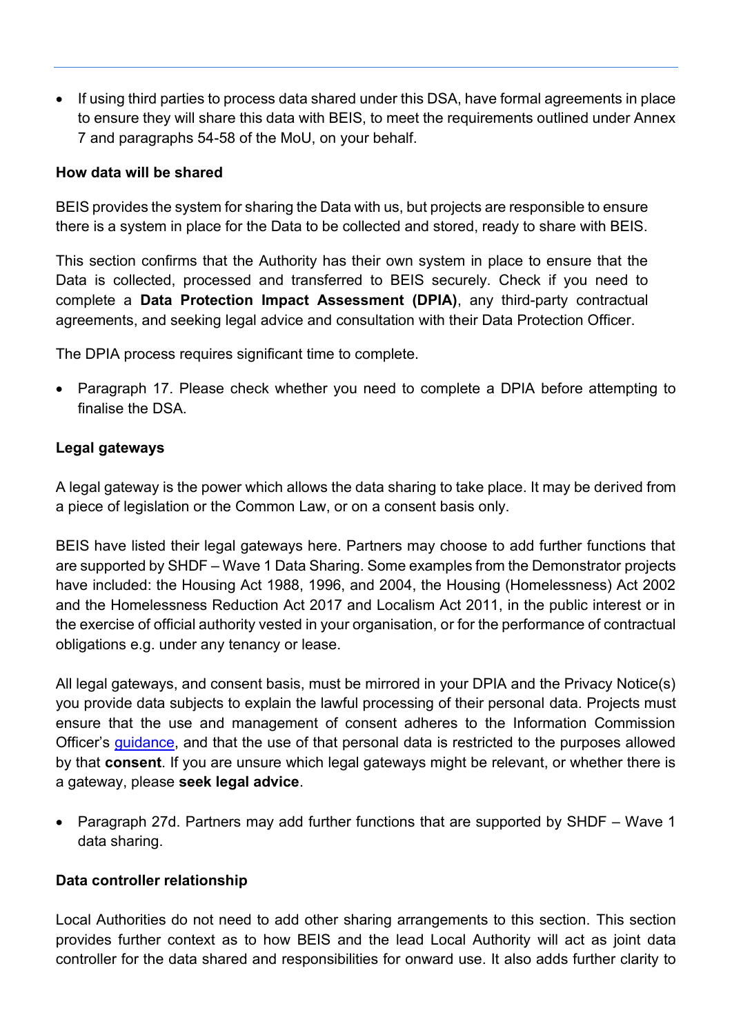- If using third parties to process data shared under this DSA, have formal agreements in place to ensure they will share this data with BEIS, to meet the requirements outlined under Annex 7 and paragraphs 54-58 of the MoU, on your behalf.

**How data will be shared**

BEIS provides the system for sharing the Data with us, but projects are responsible to ensure there is a system in place for the Data to be collected and stored, ready to share with BEIS.

This section confirms that the Authority has their own system in place to ensure that the Data is collected, processed and transferred to BEIS securely. Check if you need to complete a **Data Protection Impact Assessment (DPIA)**, any third-party contractual agreements, and seeking legal advice and consultation with their Data Protection Officer.

The DPIA process requires significant time to complete.

- Paragraph 17. Please check whether you need to complete a DPIA before attempting to finalise the DSA.

**Legal gateways**

A legal gateway is the power which allows the data sharing to take place. It may be derived from a piece of legislation or the Common Law, or on a consent basis only.

BEIS have listed their legal gateways here. Partners may choose to add further functions that are supported by SHDF – Wave 1 Data Sharing. Some examples from the Demonstrator projects have included: the Housing Act 1988, 1996, and 2004, the Housing (Homelessness) Act 2002 and the Homelessness Reduction Act 2017 and Localism Act 2011, in the public interest or in the exercise of official authority vested in your organisation, or for the performance of contractual obligations e.g. under any tenancy or lease.

All legal gateways, and consent basis, must be mirrored in your DPIA and the Privacy Notice(s) you provide data subjects to explain the lawful processing of their personal data. Projects must ensure that the use and management of consent adheres to the Information Commission Officer's guidance, and that the use of that personal data is restricted to the purposes allowed by that **consent**. If you are unsure which legal gateways might be relevant, or whether there is a gateway, please **seek legal advice**.

- Paragraph 27d. Partners may add further functions that are supported by SHDF – Wave 1 data sharing.

**Data controller relationship**

Local Authorities do not need to add other sharing arrangements to this section. This section provides further context as to how BEIS and the lead Local Authority will act as joint data controller for the data shared and responsibilities for onward use. It also adds further clarity to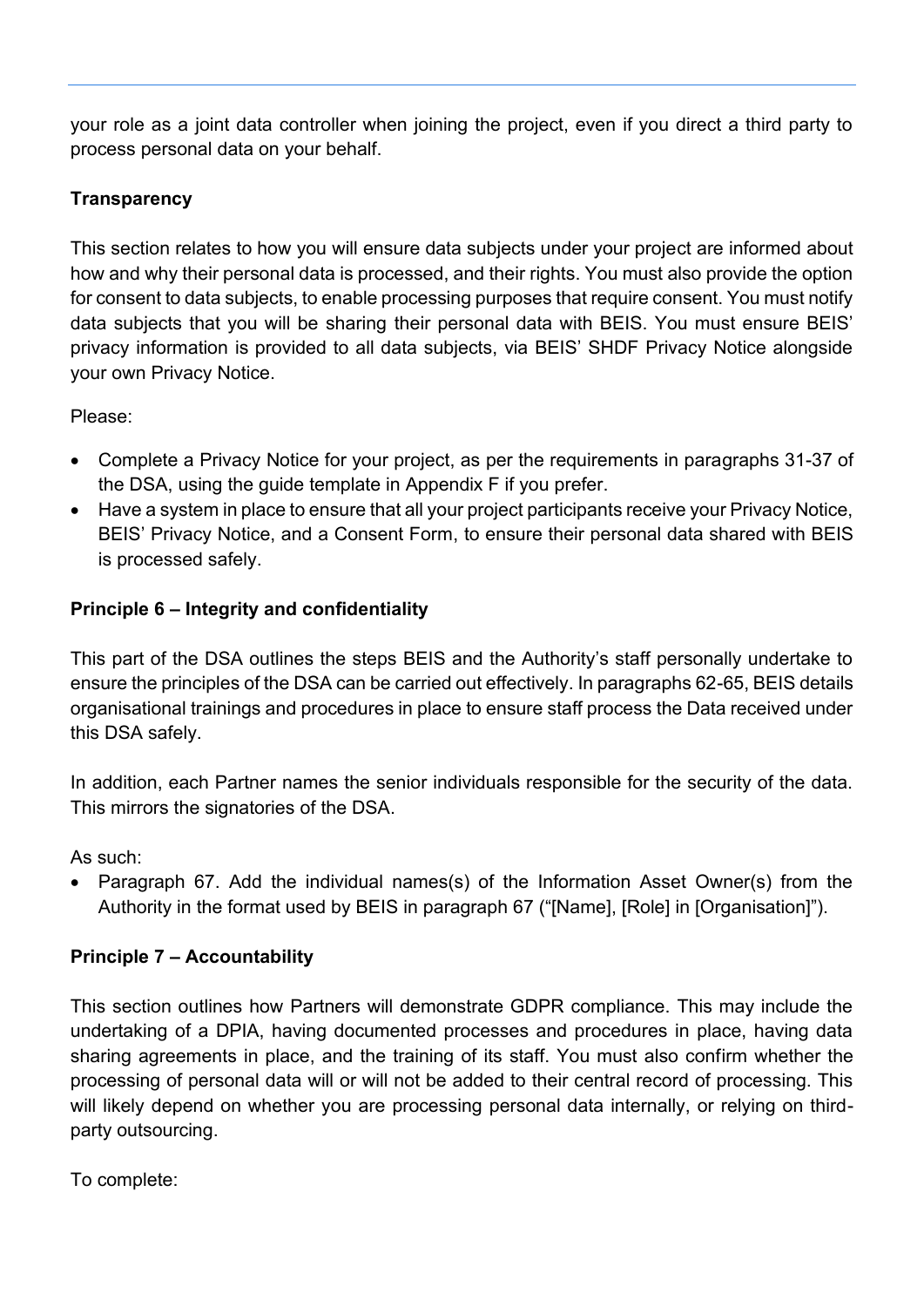your role as a joint data controller when joining the project, even if you direct a third party to process personal data on your behalf.

**Transparency**

This section relates to how you will ensure data subjects under your project are informed about how and why their personal data is processed, and their rights. You must also provide the option for consent to data subjects, to enable processing purposes that require consent. You must notify data subjects that you will be sharing their personal data with BEIS. You must ensure BEIS' privacy information is provided to all data subjects, via BEIS' SHDF Privacy Notice alongside your own Privacy Notice.

Please:

- Complete a Privacy Notice for your project, as per the requirements in paragraphs 31-37 of the DSA, using the guide template in Appendix F if you prefer.
- Have a system in place to ensure that all your project participants receive your Privacy Notice, BEIS' Privacy Notice, and a Consent Form, to ensure their personal data shared with BEIS is processed safely.

**Principle 6 – Integrity and confidentiality**

This part of the DSA outlines the steps BEIS and the Authority's staff personally undertake to ensure the principles of the DSA can be carried out effectively. In paragraphs 62-65, BEIS details organisational trainings and procedures in place to ensure staff process the Data received under this DSA safely.

In addition, each Partner names the senior individuals responsible for the security of the data. This mirrors the signatories of the DSA.

As such:

- Paragraph 67. Add the individual names(s) of the Information Asset Owner(s) from the Authority in the format used by BEIS in paragraph 67 ("[Name], [Role] in [Organisation]").

**Principle 7 – Accountability**

This section outlines how Partners will demonstrate GDPR compliance. This may include the undertaking of a DPIA, having documented processes and procedures in place, having data sharing agreements in place, and the training of its staff. You must also confirm whether the processing of personal data will or will not be added to their central record of processing. This will likely depend on whether you are processing personal data internally, or relying on third-party outsourcing.

To complete: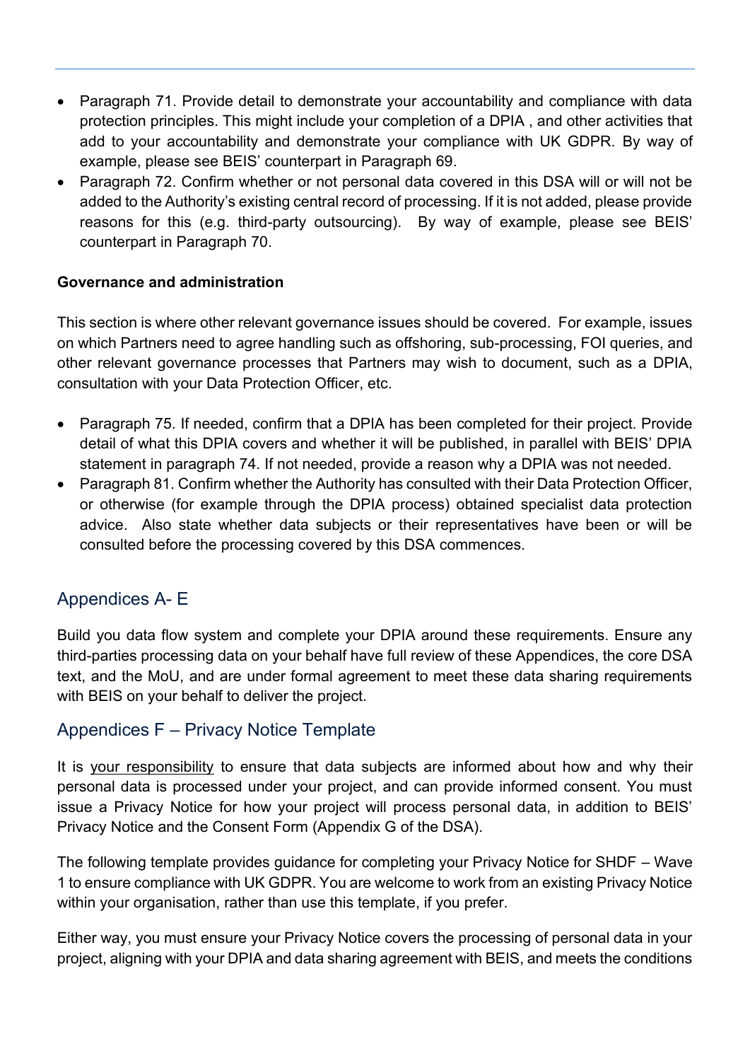- Paragraph 71. Provide detail to demonstrate your accountability and compliance with data protection principles. This might include your completion of a DPIA , and other activities that add to your accountability and demonstrate your compliance with UK GDPR. By way of example, please see BEIS' counterpart in Paragraph 69.
- Paragraph 72. Confirm whether or not personal data covered in this DSA will or will not be added to the Authority's existing central record of processing. If it is not added, please provide reasons for this (e.g. third-party outsourcing). By way of example, please see BEIS' counterpart in Paragraph 70.

**Governance and administration**

This section is where other relevant governance issues should be covered. For example, issues on which Partners need to agree handling such as offshoring, sub-processing, FOI queries, and other relevant governance processes that Partners may wish to document, such as a DPIA, consultation with your Data Protection Officer, etc.

- Paragraph 75. If needed, confirm that a DPIA has been completed for their project. Provide detail of what this DPIA covers and whether it will be published, in parallel with BEIS' DPIA statement in paragraph 74. If not needed, provide a reason why a DPIA was not needed.
- Paragraph 81. Confirm whether the Authority has consulted with their Data Protection Officer, or otherwise (for example through the DPIA process) obtained specialist data protection advice. Also state whether data subjects or their representatives have been or will be consulted before the processing covered by this DSA commences.

## Appendices A- E

Build you data flow system and complete your DPIA around these requirements. Ensure any third-parties processing data on your behalf have full review of these Appendices, the core DSA text, and the MoU, and are under formal agreement to meet these data sharing requirements with BEIS on your behalf to deliver the project.

## Appendices F – Privacy Notice Template

It is <u>your responsibility</u> to ensure that data subjects are informed about how and why their personal data is processed under your project, and can provide informed consent. You must issue a Privacy Notice for how your project will process personal data, in addition to BEIS' Privacy Notice and the Consent Form (Appendix G of the DSA).

The following template provides guidance for completing your Privacy Notice for SHDF – Wave 1 to ensure compliance with UK GDPR. You are welcome to work from an existing Privacy Notice within your organisation, rather than use this template, if you prefer.

Either way, you must ensure your Privacy Notice covers the processing of personal data in your project, aligning with your DPIA and data sharing agreement with BEIS, and meets the conditions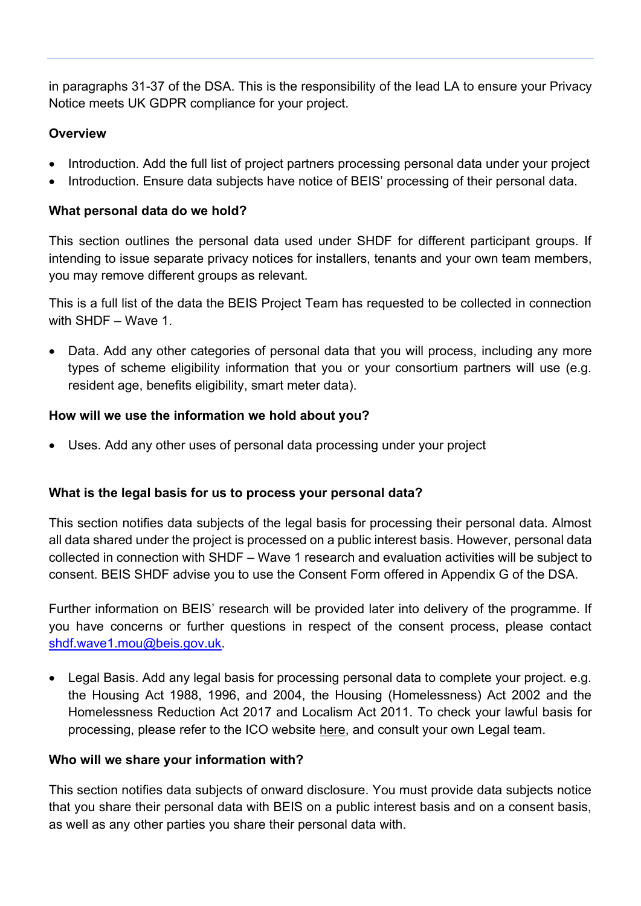in paragraphs 31-37 of the DSA. This is the responsibility of the lead LA to ensure your Privacy Notice meets UK GDPR compliance for your project.

**Overview**

- Introduction. Add the full list of project partners processing personal data under your project
- Introduction. Ensure data subjects have notice of BEIS' processing of their personal data.

**What personal data do we hold?**

This section outlines the personal data used under SHDF for different participant groups. If intending to issue separate privacy notices for installers, tenants and your own team members, you may remove different groups as relevant.

This is a full list of the data the BEIS Project Team has requested to be collected in connection with SHDF – Wave 1.

- Data. Add any other categories of personal data that you will process, including any more types of scheme eligibility information that you or your consortium partners will use (e.g. resident age, benefits eligibility, smart meter data).

**How will we use the information we hold about you?**

- Uses. Add any other uses of personal data processing under your project

**What is the legal basis for us to process your personal data?**

This section notifies data subjects of the legal basis for processing their personal data. Almost all data shared under the project is processed on a public interest basis. However, personal data collected in connection with SHDF – Wave 1 research and evaluation activities will be subject to consent. BEIS SHDF advise you to use the Consent Form offered in Appendix G of the DSA.

Further information on BEIS' research will be provided later into delivery of the programme. If you have concerns or further questions in respect of the consent process, please contact shdf.wave1.mou@beis.gov.uk.

- Legal Basis. Add any legal basis for processing personal data to complete your project. e.g. the Housing Act 1988, 1996, and 2004, the Housing (Homelessness) Act 2002 and the Homelessness Reduction Act 2017 and Localism Act 2011. To check your lawful basis for processing, please refer to the ICO website here, and consult your own Legal team.

**Who will we share your information with?**

This section notifies data subjects of onward disclosure. You must provide data subjects notice that you share their personal data with BEIS on a public interest basis and on a consent basis, as well as any other parties you share their personal data with.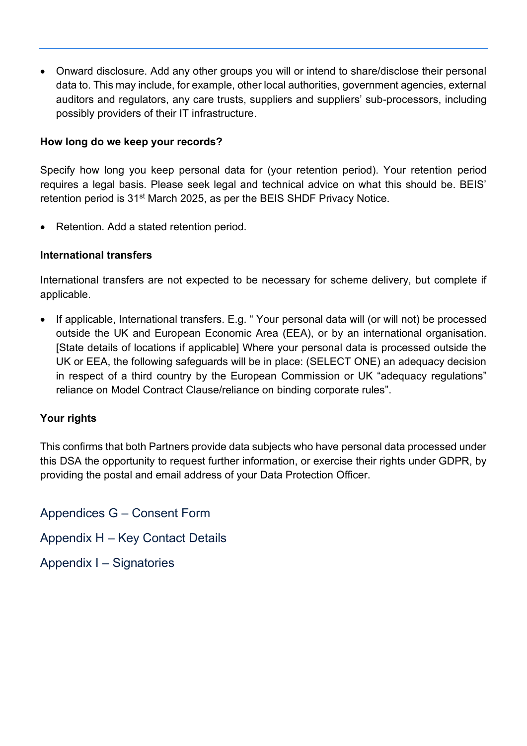- Onward disclosure. Add any other groups you will or intend to share/disclose their personal data to. This may include, for example, other local authorities, government agencies, external auditors and regulators, any care trusts, suppliers and suppliers' sub-processors, including possibly providers of their IT infrastructure.

**How long do we keep your records?**

Specify how long you keep personal data for (your retention period). Your retention period requires a legal basis. Please seek legal and technical advice on what this should be. BEIS' retention period is 31st March 2025, as per the BEIS SHDF Privacy Notice.

- Retention. Add a stated retention period.

**International transfers**

International transfers are not expected to be necessary for scheme delivery, but complete if applicable.

- If applicable, International transfers. E.g. " Your personal data will (or will not) be processed outside the UK and European Economic Area (EEA), or by an international organisation. [State details of locations if applicable] Where your personal data is processed outside the UK or EEA, the following safeguards will be in place: (SELECT ONE) an adequacy decision in respect of a third country by the European Commission or UK "adequacy regulations" reliance on Model Contract Clause/reliance on binding corporate rules".

**Your rights**

This confirms that both Partners provide data subjects who have personal data processed under this DSA the opportunity to request further information, or exercise their rights under GDPR, by providing the postal and email address of your Data Protection Officer.

## Appendices G – Consent Form

## Appendix H – Key Contact Details

## Appendix I – Signatories